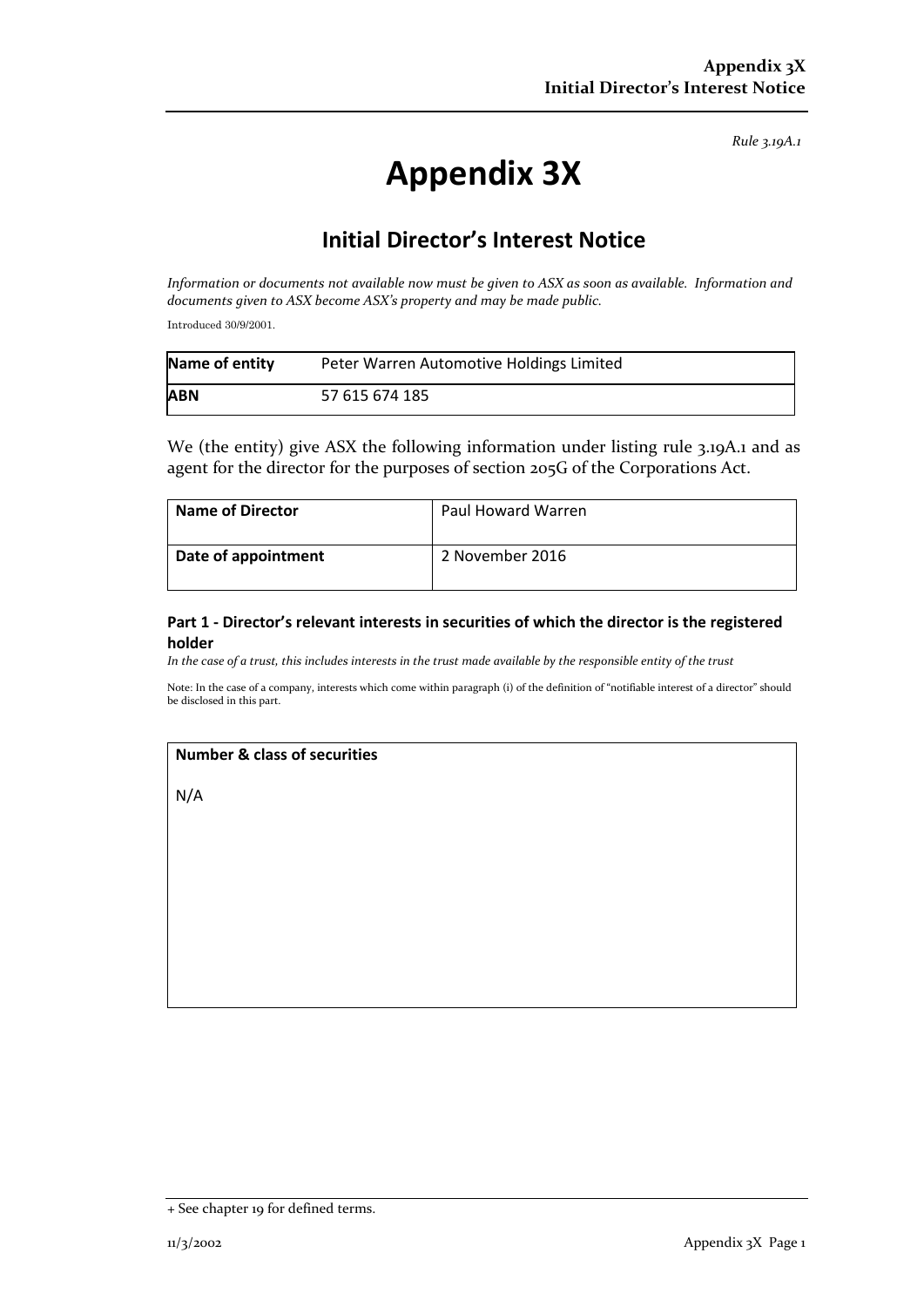*Rule 3.19A.1*

# Appendix 3X

## Initial Director's Interest Notice

*Information or documents not available now must be given to ASX as soon as available. Information and documents given to ASX become ASX's property and may be made public.*

Introduced 30/9/2001.

| **Name of entity** | Peter Warren Automotive Holdings Limited |
|---|---|
| **ABN** | 57 615 674 185 |

We (the entity) give ASX the following information under listing rule 3.19A.1 and as agent for the director for the purposes of section 205G of the Corporations Act.

| **Name of Director** | Paul Howard Warren |
|---|---|
| **Date of appointment** | 2 November 2016 |

### Part 1 - Director's relevant interests in securities of which the director is the registered holder

*In the case of a trust, this includes interests in the trust made available by the responsible entity of the trust*

Note: In the case of a company, interests which come within paragraph (i) of the definition of "notifiable interest of a director" should be disclosed in this part.

| **Number & class of securities** |
|---|
| N/A |

+ See chapter 19 for defined terms.

11/3/2002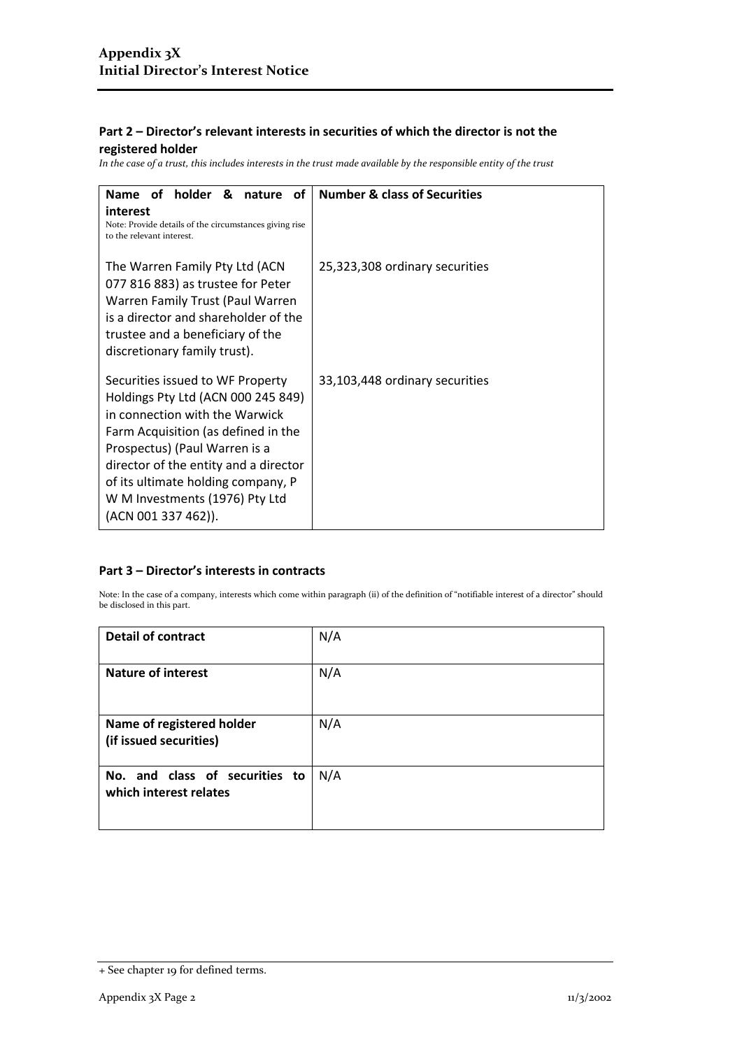## Part 2 – Director's relevant interests in securities of which the director is not the registered holder

*In the case of a trust, this includes interests in the trust made available by the responsible entity of the trust*

| **Name of holder & nature of interest**<br>Note: Provide details of the circumstances giving rise to the relevant interest. | **Number & class of Securities** |
|---|---|
| The Warren Family Pty Ltd (ACN 077 816 883) as trustee for Peter Warren Family Trust (Paul Warren is a director and shareholder of the trustee and a beneficiary of the discretionary family trust). | 25,323,308 ordinary securities |
| Securities issued to WF Property Holdings Pty Ltd (ACN 000 245 849) in connection with the Warwick Farm Acquisition (as defined in the Prospectus) (Paul Warren is a director of the entity and a director of its ultimate holding company, P W M Investments (1976) Pty Ltd (ACN 001 337 462)). | 33,103,448 ordinary securities |

## Part 3 – Director's interests in contracts

Note: In the case of a company, interests which come within paragraph (ii) of the definition of "notifiable interest of a director" should be disclosed in this part.

| | |
|---|---|
| **Detail of contract** | N/A |
| **Nature of interest** | N/A |
| **Name of registered holder (if issued securities)** | N/A |
| **No. and class of securities to which interest relates** | N/A |

+ See chapter 19 for defined terms.